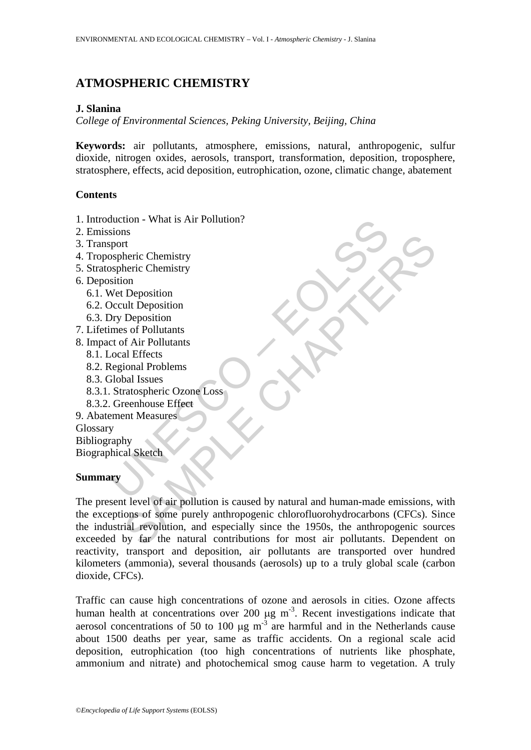# ATMOSPHERIC CHEMISTRY

**J. Slanina**

*College of Environmental Sciences, Peking University, Beijing, China*

**Keywords:** air pollutants, atmosphere, emissions, natural, anthropogenic, sulfur dioxide, nitrogen oxides, aerosols, transport, transformation, deposition, troposphere, stratosphere, effects, acid deposition, eutrophication, ozone, climatic change, abatement

## Contents

1. Introduction - What is Air Pollution?
2. Emissions
3. Transport
4. Tropospheric Chemistry
5. Stratospheric Chemistry
6. Deposition
   6.1. Wet Deposition
   6.2. Occult Deposition
   6.3. Dry Deposition
7. Lifetimes of Pollutants
8. Impact of Air Pollutants
   8.1. Local Effects
   8.2. Regional Problems
   8.3. Global Issues
   8.3.1. Stratospheric Ozone Loss
   8.3.2. Greenhouse Effect
9. Abatement Measures

Glossary

Bibliography

Biographical Sketch

## Summary

The present level of air pollution is caused by natural and human-made emissions, with the exceptions of some purely anthropogenic chlorofluorohydrocarbons (CFCs). Since the industrial revolution, and especially since the 1950s, the anthropogenic sources exceeded by far the natural contributions for most air pollutants. Dependent on reactivity, transport and deposition, air pollutants are transported over hundred kilometers (ammonia), several thousands (aerosols) up to a truly global scale (carbon dioxide, CFCs).

Traffic can cause high concentrations of ozone and aerosols in cities. Ozone affects human health at concentrations over 200 $\mu g\ m^{-3}$. Recent investigations indicate that aerosol concentrations of 50 to 100 $\mu g\ m^{-3}$ are harmful and in the Netherlands cause about 1500 deaths per year, same as traffic accidents. On a regional scale acid deposition, eutrophication (too high concentrations of nutrients like phosphate, ammonium and nitrate) and photochemical smog cause harm to vegetation. A truly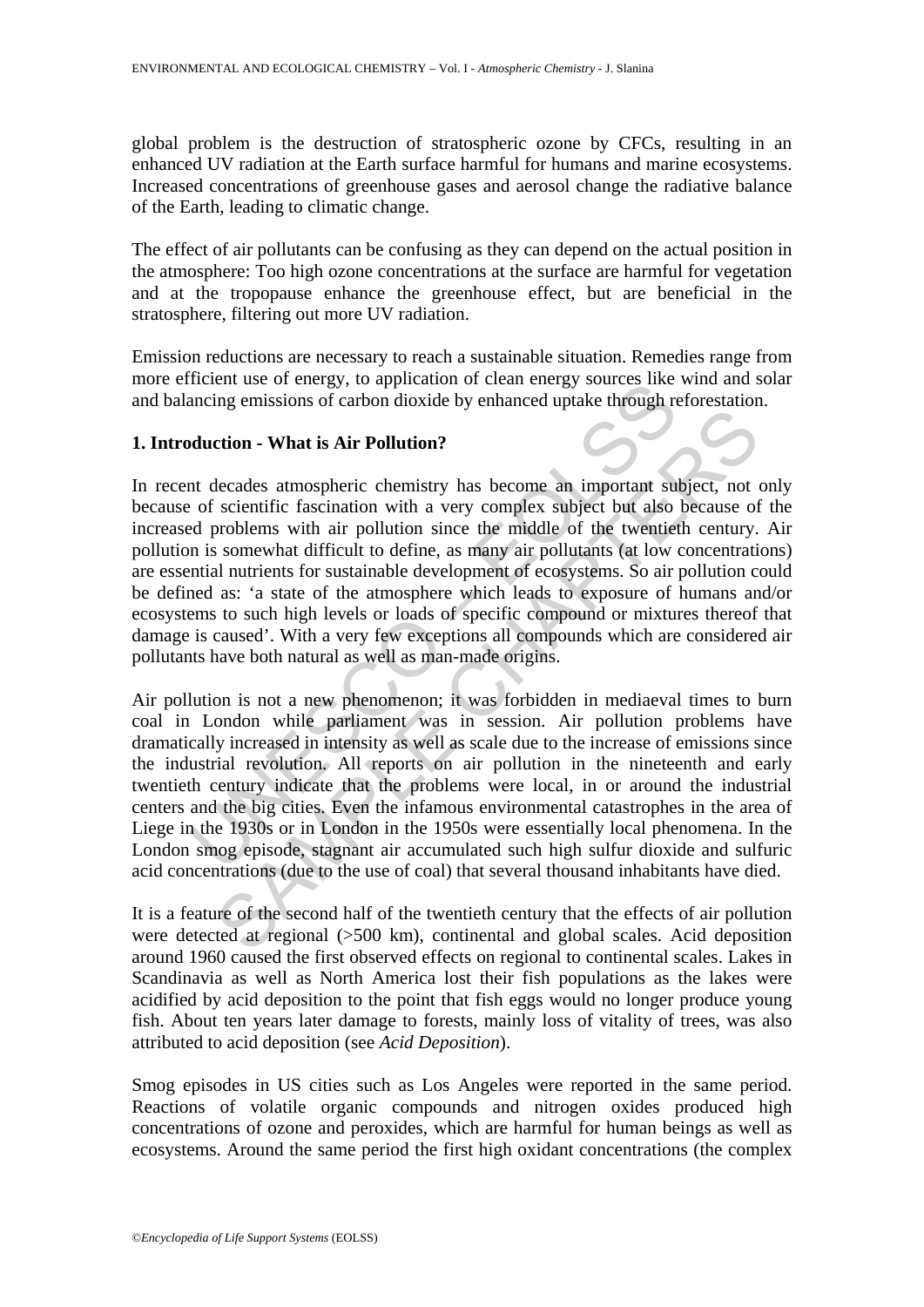global problem is the destruction of stratospheric ozone by CFCs, resulting in an enhanced UV radiation at the Earth surface harmful for humans and marine ecosystems. Increased concentrations of greenhouse gases and aerosol change the radiative balance of the Earth, leading to climatic change.

The effect of air pollutants can be confusing as they can depend on the actual position in the atmosphere: Too high ozone concentrations at the surface are harmful for vegetation and at the tropopause enhance the greenhouse effect, but are beneficial in the stratosphere, filtering out more UV radiation.

Emission reductions are necessary to reach a sustainable situation. Remedies range from more efficient use of energy, to application of clean energy sources like wind and solar and balancing emissions of carbon dioxide by enhanced uptake through reforestation.

## 1. Introduction - What is Air Pollution?

In recent decades atmospheric chemistry has become an important subject, not only because of scientific fascination with a very complex subject but also because of the increased problems with air pollution since the middle of the twentieth century. Air pollution is somewhat difficult to define, as many air pollutants (at low concentrations) are essential nutrients for sustainable development of ecosystems. So air pollution could be defined as: 'a state of the atmosphere which leads to exposure of humans and/or ecosystems to such high levels or loads of specific compound or mixtures thereof that damage is caused'. With a very few exceptions all compounds which are considered air pollutants have both natural as well as man-made origins.

Air pollution is not a new phenomenon; it was forbidden in mediaeval times to burn coal in London while parliament was in session. Air pollution problems have dramatically increased in intensity as well as scale due to the increase of emissions since the industrial revolution. All reports on air pollution in the nineteenth and early twentieth century indicate that the problems were local, in or around the industrial centers and the big cities. Even the infamous environmental catastrophes in the area of Liege in the 1930s or in London in the 1950s were essentially local phenomena. In the London smog episode, stagnant air accumulated such high sulfur dioxide and sulfuric acid concentrations (due to the use of coal) that several thousand inhabitants have died.

It is a feature of the second half of the twentieth century that the effects of air pollution were detected at regional (>500 km), continental and global scales. Acid deposition around 1960 caused the first observed effects on regional to continental scales. Lakes in Scandinavia as well as North America lost their fish populations as the lakes were acidified by acid deposition to the point that fish eggs would no longer produce young fish. About ten years later damage to forests, mainly loss of vitality of trees, was also attributed to acid deposition (see *Acid Deposition*).

Smog episodes in US cities such as Los Angeles were reported in the same period. Reactions of volatile organic compounds and nitrogen oxides produced high concentrations of ozone and peroxides, which are harmful for human beings as well as ecosystems. Around the same period the first high oxidant concentrations (the complex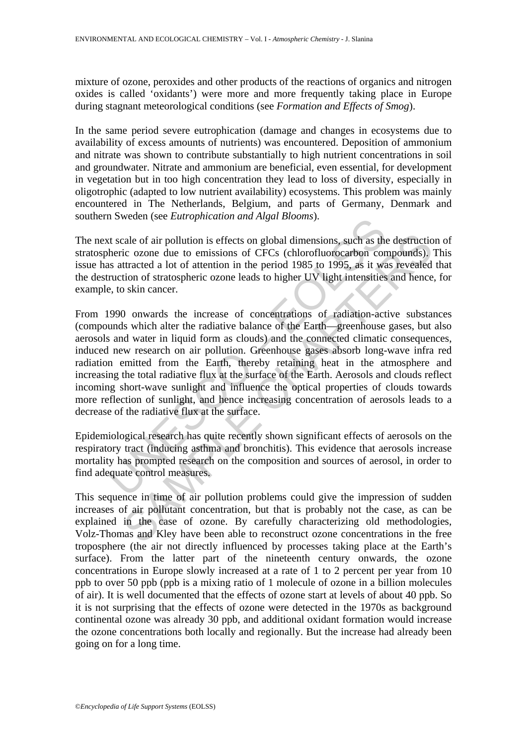mixture of ozone, peroxides and other products of the reactions of organics and nitrogen oxides is called 'oxidants') were more and more frequently taking place in Europe during stagnant meteorological conditions (see *Formation and Effects of Smog*).

In the same period severe eutrophication (damage and changes in ecosystems due to availability of excess amounts of nutrients) was encountered. Deposition of ammonium and nitrate was shown to contribute substantially to high nutrient concentrations in soil and groundwater. Nitrate and ammonium are beneficial, even essential, for development in vegetation but in too high concentration they lead to loss of diversity, especially in oligotrophic (adapted to low nutrient availability) ecosystems. This problem was mainly encountered in The Netherlands, Belgium, and parts of Germany, Denmark and southern Sweden (see *Eutrophication and Algal Blooms*).

The next scale of air pollution is effects on global dimensions, such as the destruction of stratospheric ozone due to emissions of CFCs (chlorofluorocarbon compounds). This issue has attracted a lot of attention in the period 1985 to 1995, as it was revealed that the destruction of stratospheric ozone leads to higher UV light intensities and hence, for example, to skin cancer.

From 1990 onwards the increase of concentrations of radiation-active substances (compounds which alter the radiative balance of the Earth—greenhouse gases, but also aerosols and water in liquid form as clouds) and the connected climatic consequences, induced new research on air pollution. Greenhouse gases absorb long-wave infra red radiation emitted from the Earth, thereby retaining heat in the atmosphere and increasing the total radiative flux at the surface of the Earth. Aerosols and clouds reflect incoming short-wave sunlight and influence the optical properties of clouds towards more reflection of sunlight, and hence increasing concentration of aerosols leads to a decrease of the radiative flux at the surface.

Epidemiological research has quite recently shown significant effects of aerosols on the respiratory tract (inducing asthma and bronchitis). This evidence that aerosols increase mortality has prompted research on the composition and sources of aerosol, in order to find adequate control measures.

This sequence in time of air pollution problems could give the impression of sudden increases of air pollutant concentration, but that is probably not the case, as can be explained in the case of ozone. By carefully characterizing old methodologies, Volz-Thomas and Kley have been able to reconstruct ozone concentrations in the free troposphere (the air not directly influenced by processes taking place at the Earth's surface). From the latter part of the nineteenth century onwards, the ozone concentrations in Europe slowly increased at a rate of 1 to 2 percent per year from 10 ppb to over 50 ppb (ppb is a mixing ratio of 1 molecule of ozone in a billion molecules of air). It is well documented that the effects of ozone start at levels of about 40 ppb. So it is not surprising that the effects of ozone were detected in the 1970s as background continental ozone was already 30 ppb, and additional oxidant formation would increase the ozone concentrations both locally and regionally. But the increase had already been going on for a long time.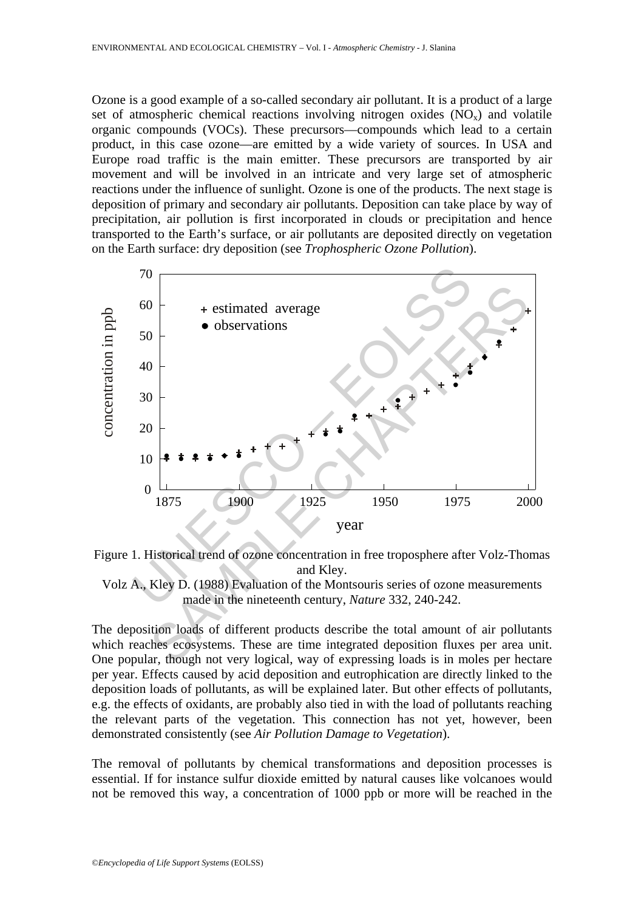Ozone is a good example of a so-called secondary air pollutant. It is a product of a large set of atmospheric chemical reactions involving nitrogen oxides ($NO_x$) and volatile organic compounds (VOCs). These precursors—compounds which lead to a certain product, in this case ozone—are emitted by a wide variety of sources. In USA and Europe road traffic is the main emitter. These precursors are transported by air movement and will be involved in an intricate and very large set of atmospheric reactions under the influence of sunlight. Ozone is one of the products. The next stage is deposition of primary and secondary air pollutants. Deposition can take place by way of precipitation, air pollution is first incorporated in clouds or precipitation and hence transported to the Earth's surface, or air pollutants are deposited directly on vegetation on the Earth surface: dry deposition (see *Trophospheric Ozone Pollution*).

Figure 1. Historical trend of ozone concentration in free troposphere after Volz-Thomas and Kley.

Volz A., Kley D. (1988) Evaluation of the Montsouris series of ozone measurements made in the nineteenth century, *Nature* 332, 240-242.

The deposition loads of different products describe the total amount of air pollutants which reaches ecosystems. These are time integrated deposition fluxes per area unit. One popular, though not very logical, way of expressing loads is in moles per hectare per year. Effects caused by acid deposition and eutrophication are directly linked to the deposition loads of pollutants, as will be explained later. But other effects of pollutants, e.g. the effects of oxidants, are probably also tied in with the load of pollutants reaching the relevant parts of the vegetation. This connection has not yet, however, been demonstrated consistently (see *Air Pollution Damage to Vegetation*).

The removal of pollutants by chemical transformations and deposition processes is essential. If for instance sulfur dioxide emitted by natural causes like volcanoes would not be removed this way, a concentration of 1000 ppb or more will be reached in the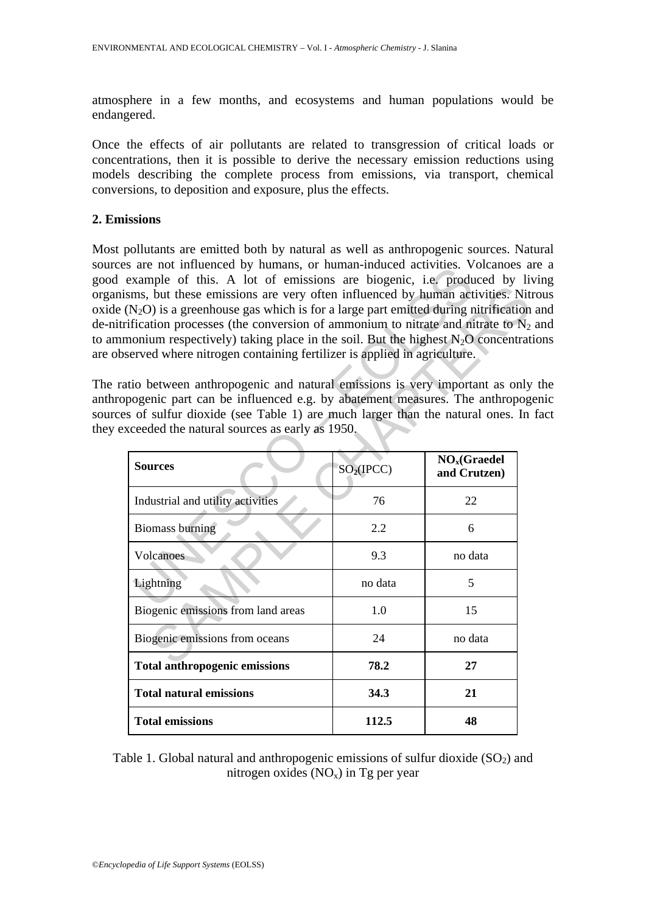atmosphere in a few months, and ecosystems and human populations would be endangered.

Once the effects of air pollutants are related to transgression of critical loads or concentrations, then it is possible to derive the necessary emission reductions using models describing the complete process from emissions, via transport, chemical conversions, to deposition and exposure, plus the effects.

## 2. Emissions

Most pollutants are emitted both by natural as well as anthropogenic sources. Natural sources are not influenced by humans, or human-induced activities. Volcanoes are a good example of this. A lot of emissions are biogenic, i.e. produced by living organisms, but these emissions are very often influenced by human activities. Nitrous oxide ($N_2O$) is a greenhouse gas which is for a large part emitted during nitrification and de-nitrification processes (the conversion of ammonium to nitrate and nitrate to $N_2$ and to ammonium respectively) taking place in the soil. But the highest $N_2O$ concentrations are observed where nitrogen containing fertilizer is applied in agriculture.

The ratio between anthropogenic and natural emissions is very important as only the anthropogenic part can be influenced e.g. by abatement measures. The anthropogenic sources of sulfur dioxide (see Table 1) are much larger than the natural ones. In fact they exceeded the natural sources as early as 1950.

| **Sources** | $SO_2$(IPCC) | **$NO_x$(Graedel and Crutzen)** |
|---|---|---|
| Industrial and utility activities | 76 | 22 |
| Biomass burning | 2.2 | 6 |
| Volcanoes | 9.3 | no data |
| Lightning | no data | 5 |
| Biogenic emissions from land areas | 1.0 | 15 |
| Biogenic emissions from oceans | 24 | no data |
| **Total anthropogenic emissions** | **78.2** | **27** |
| **Total natural emissions** | **34.3** | **21** |
| **Total emissions** | **112.5** | **48** |

Table 1. Global natural and anthropogenic emissions of sulfur dioxide ($SO_2$) and nitrogen oxides ($NO_x$) in Tg per year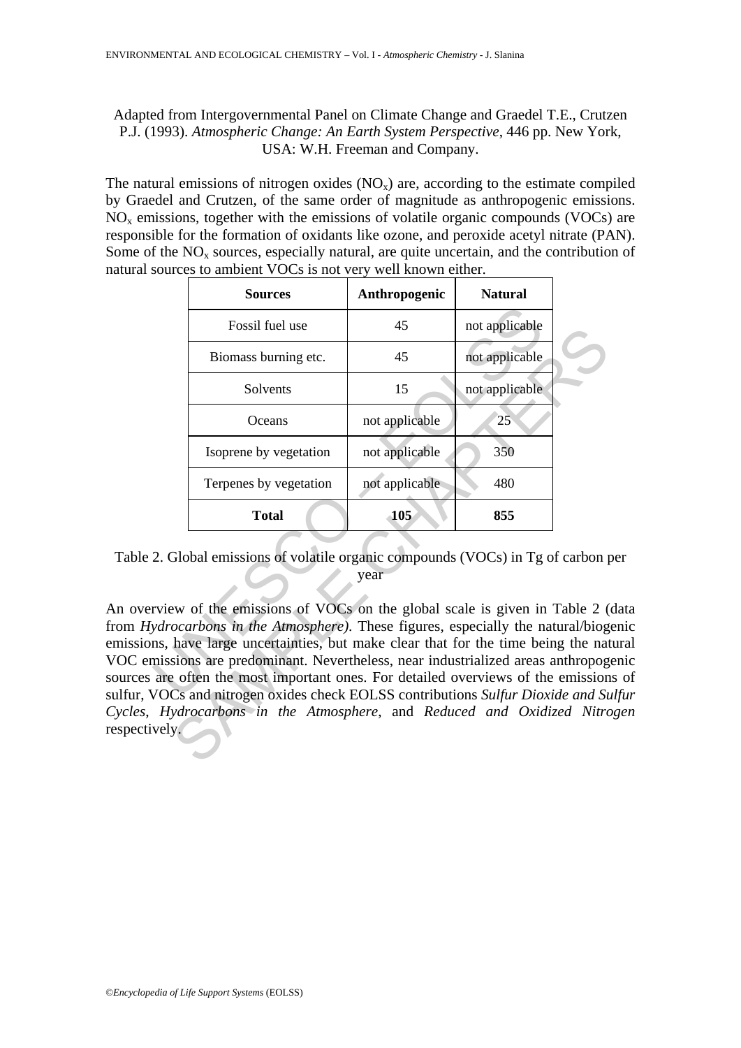Adapted from Intergovernmental Panel on Climate Change and Graedel T.E., Crutzen P.J. (1993). *Atmospheric Change: An Earth System Perspective*, 446 pp. New York, USA: W.H. Freeman and Company.

The natural emissions of nitrogen oxides ($NO_x$) are, according to the estimate compiled by Graedel and Crutzen, of the same order of magnitude as anthropogenic emissions. $NO_x$ emissions, together with the emissions of volatile organic compounds (VOCs) are responsible for the formation of oxidants like ozone, and peroxide acetyl nitrate (PAN). Some of the $NO_x$ sources, especially natural, are quite uncertain, and the contribution of natural sources to ambient VOCs is not very well known either.

| Sources | Anthropogenic | Natural |
|---|---|---|
| Fossil fuel use | 45 | not applicable |
| Biomass burning etc. | 45 | not applicable |
| Solvents | 15 | not applicable |
| Oceans | not applicable | 25 |
| Isoprene by vegetation | not applicable | 350 |
| Terpenes by vegetation | not applicable | 480 |
| **Total** | **105** | **855** |

Table 2. Global emissions of volatile organic compounds (VOCs) in Tg of carbon per year

An overview of the emissions of VOCs on the global scale is given in Table 2 (data from *Hydrocarbons in the Atmosphere)*. These figures, especially the natural/biogenic emissions, have large uncertainties, but make clear that for the time being the natural VOC emissions are predominant. Nevertheless, near industrialized areas anthropogenic sources are often the most important ones. For detailed overviews of the emissions of sulfur, VOCs and nitrogen oxides check EOLSS contributions *Sulfur Dioxide and Sulfur Cycles*, *Hydrocarbons in the Atmosphere*, and *Reduced and Oxidized Nitrogen* respectively.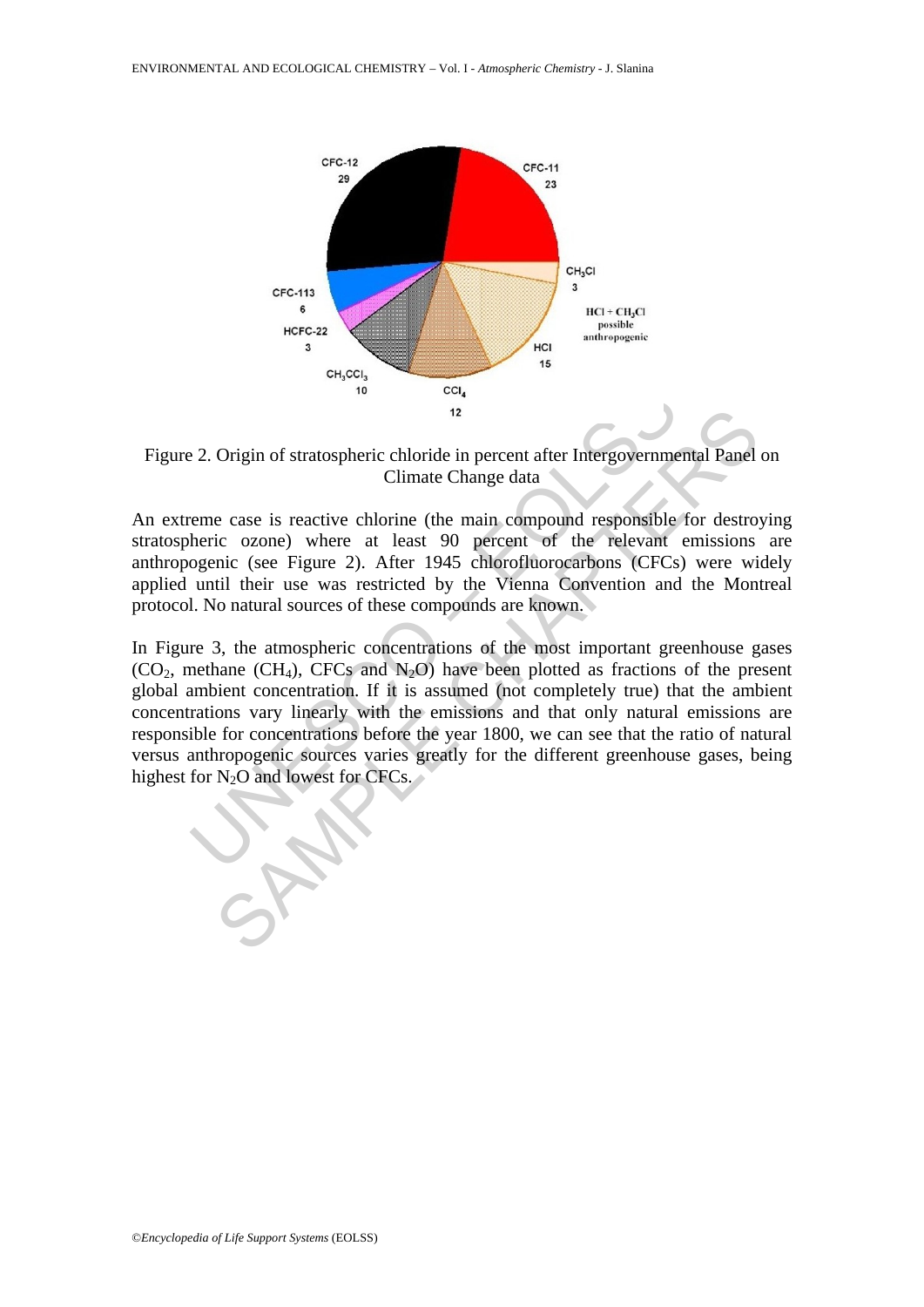Figure 2. Origin of stratospheric chloride in percent after Intergovernmental Panel on Climate Change data

An extreme case is reactive chlorine (the main compound responsible for destroying stratospheric ozone) where at least 90 percent of the relevant emissions are anthropogenic (see Figure 2). After 1945 chlorofluorocarbons (CFCs) were widely applied until their use was restricted by the Vienna Convention and the Montreal protocol. No natural sources of these compounds are known.

In Figure 3, the atmospheric concentrations of the most important greenhouse gases ($CO_2$, methane ($CH_4$), CFCs and $N_2O$) have been plotted as fractions of the present global ambient concentration. If it is assumed (not completely true) that the ambient concentrations vary linearly with the emissions and that only natural emissions are responsible for concentrations before the year 1800, we can see that the ratio of natural versus anthropogenic sources varies greatly for the different greenhouse gases, being highest for $N_2O$ and lowest for CFCs.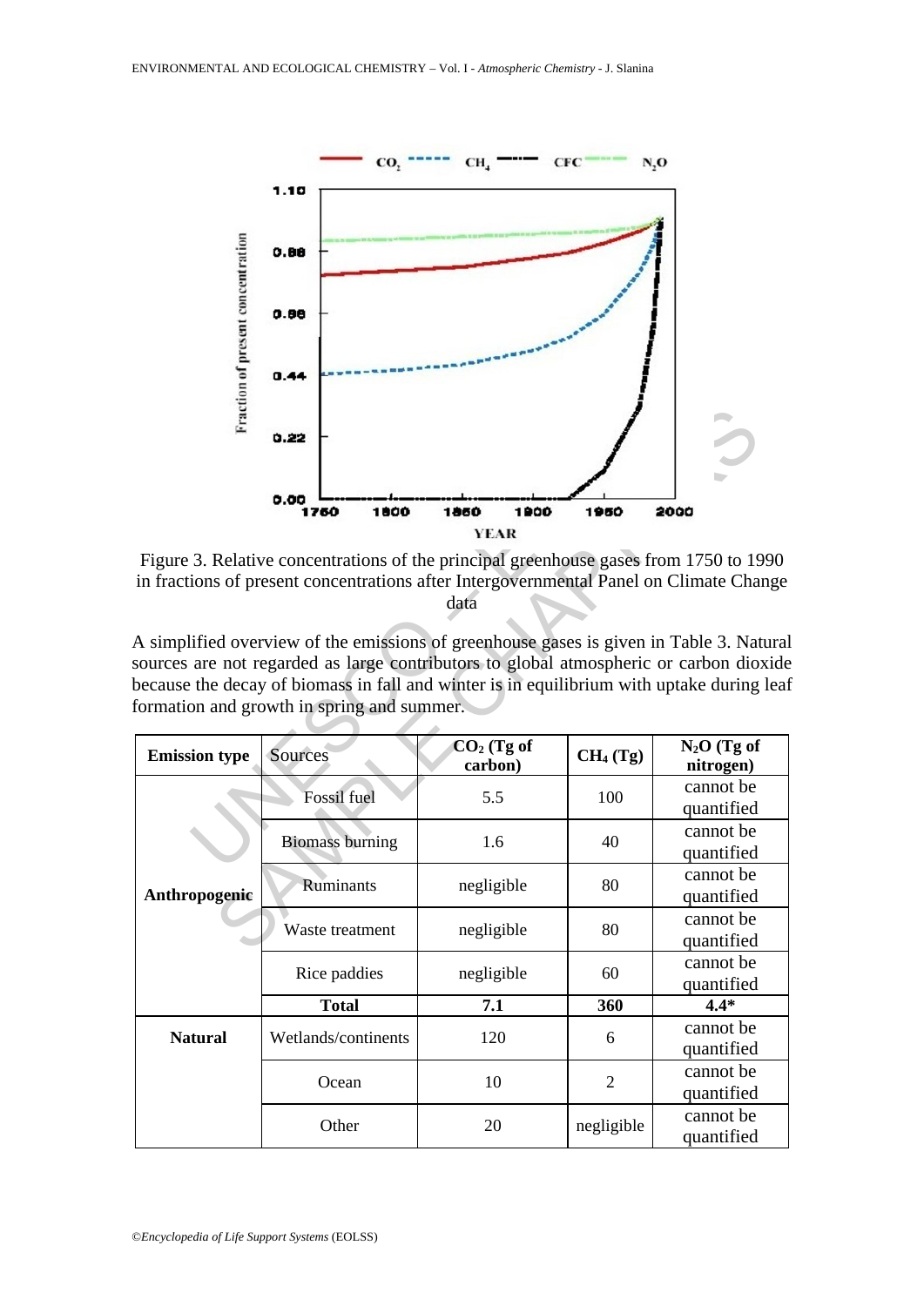Figure 3. Relative concentrations of the principal greenhouse gases from 1750 to 1990 in fractions of present concentrations after Intergovernmental Panel on Climate Change data

A simplified overview of the emissions of greenhouse gases is given in Table 3. Natural sources are not regarded as large contributors to global atmospheric or carbon dioxide because the decay of biomass in fall and winter is in equilibrium with uptake during leaf formation and growth in spring and summer.

| Emission type | Sources | $CO_2$ (Tg of carbon) | $CH_4$ (Tg) | $N_2O$ (Tg of nitrogen) |
|---|---|---|---|---|
| **Anthropogenic** | Fossil fuel | 5.5 | 100 | cannot be quantified |
| | Biomass burning | 1.6 | 40 | cannot be quantified |
| | Ruminants | negligible | 80 | cannot be quantified |
| | Waste treatment | negligible | 80 | cannot be quantified |
| | Rice paddies | negligible | 60 | cannot be quantified |
| | **Total** | **7.1** | **360** | **4.4*** |
| **Natural** | Wetlands/continents | 120 | 6 | cannot be quantified |
| | Ocean | 10 | 2 | cannot be quantified |
| | Other | 20 | negligible | cannot be quantified |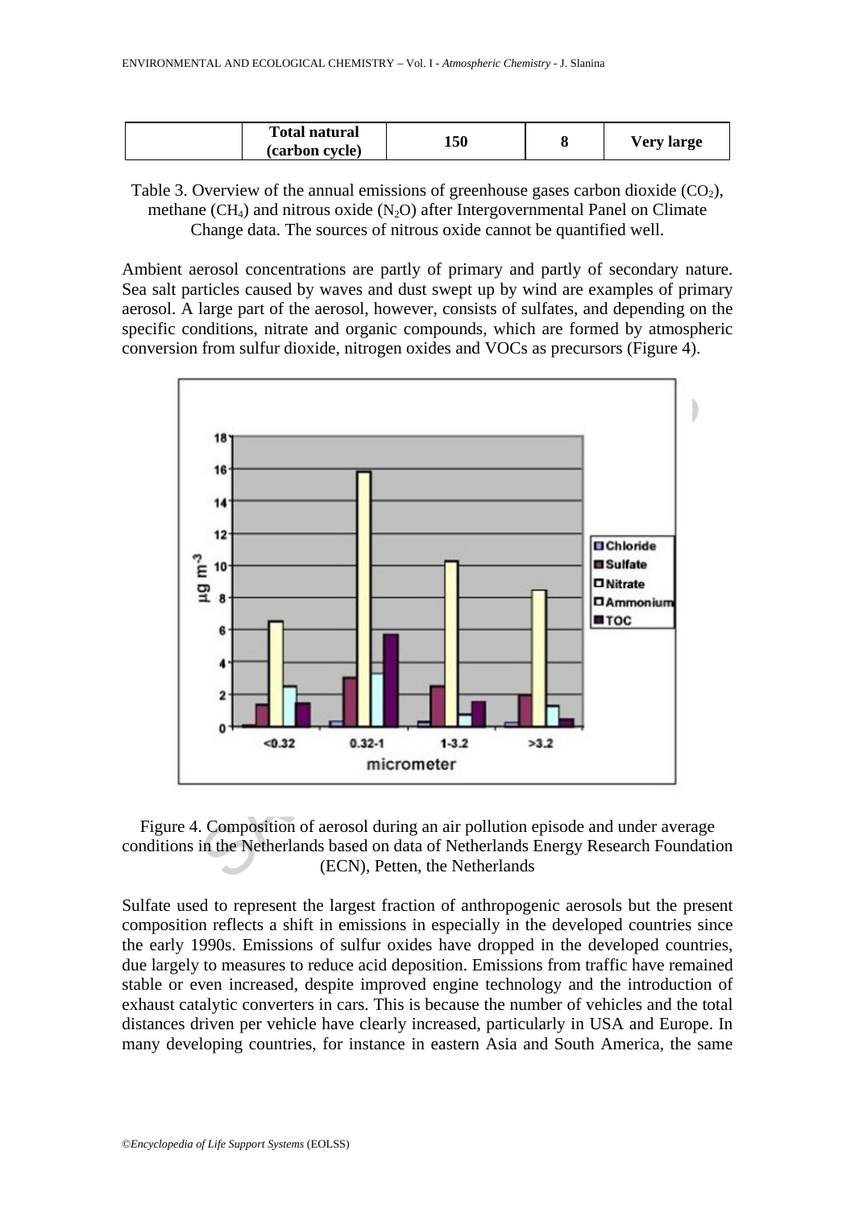| | Total natural (carbon cycle) | 150 | 8 | Very large |
|---|---|---|---|---|

Table 3. Overview of the annual emissions of greenhouse gases carbon dioxide ($CO_2$), methane ($CH_4$) and nitrous oxide ($N_2O$) after Intergovernmental Panel on Climate Change data. The sources of nitrous oxide cannot be quantified well.

Ambient aerosol concentrations are partly of primary and partly of secondary nature. Sea salt particles caused by waves and dust swept up by wind are examples of primary aerosol. A large part of the aerosol, however, consists of sulfates, and depending on the specific conditions, nitrate and organic compounds, which are formed by atmospheric conversion from sulfur dioxide, nitrogen oxides and VOCs as precursors (Figure 4).

Figure 4. Composition of aerosol during an air pollution episode and under average conditions in the Netherlands based on data of Netherlands Energy Research Foundation (ECN), Petten, the Netherlands

Sulfate used to represent the largest fraction of anthropogenic aerosols but the present composition reflects a shift in emissions in especially in the developed countries since the early 1990s. Emissions of sulfur oxides have dropped in the developed countries, due largely to measures to reduce acid deposition. Emissions from traffic have remained stable or even increased, despite improved engine technology and the introduction of exhaust catalytic converters in cars. This is because the number of vehicles and the total distances driven per vehicle have clearly increased, particularly in USA and Europe. In many developing countries, for instance in eastern Asia and South America, the same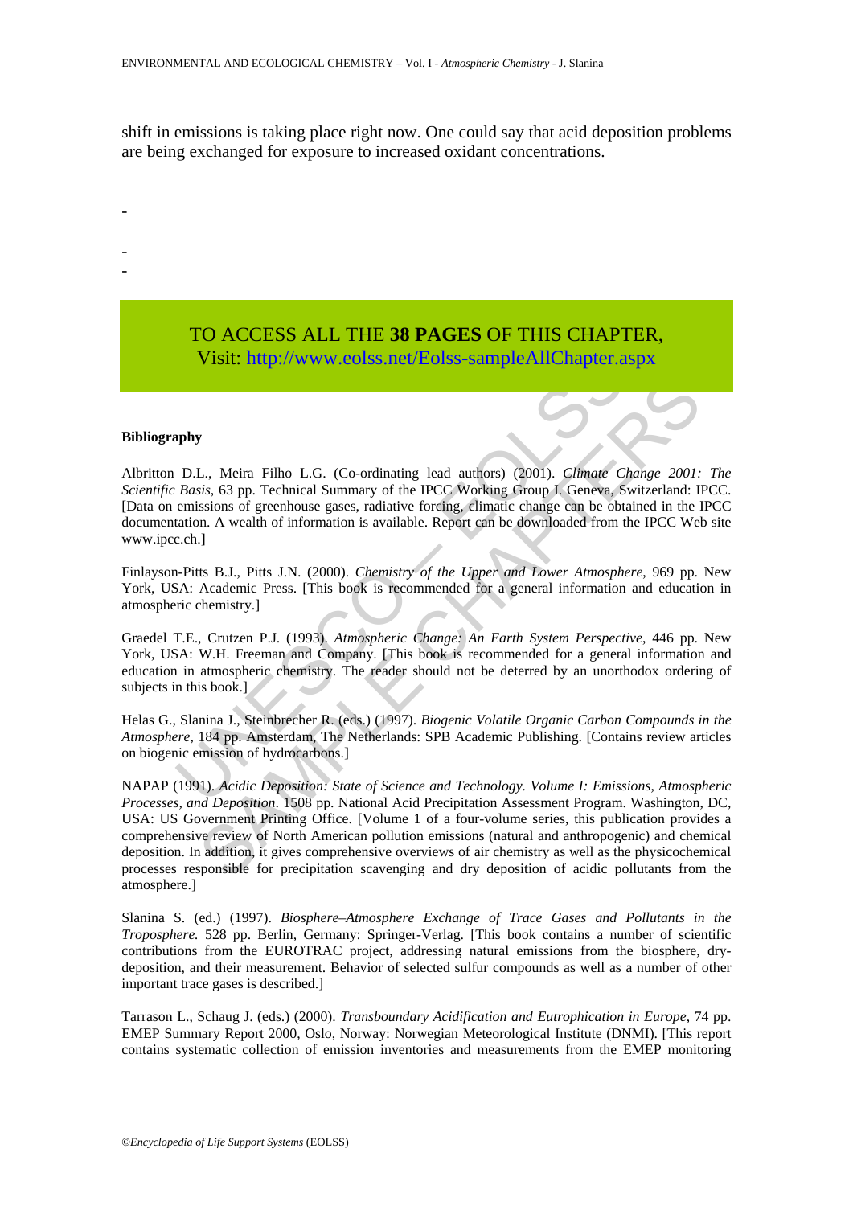shift in emissions is taking place right now. One could say that acid deposition problems are being exchanged for exposure to increased oxidant concentrations.

-

-
-

TO ACCESS ALL THE **38 PAGES** OF THIS CHAPTER,
Visit: http://www.eolss.net/Eolss-sampleAllChapter.aspx

**Bibliography**

Albritton D.L., Meira Filho L.G. (Co-ordinating lead authors) (2001). *Climate Change 2001: The Scientific Basis*, 63 pp. Technical Summary of the IPCC Working Group I. Geneva, Switzerland: IPCC. [Data on emissions of greenhouse gases, radiative forcing, climatic change can be obtained in the IPCC documentation. A wealth of information is available. Report can be downloaded from the IPCC Web site www.ipcc.ch.]

Finlayson-Pitts B.J., Pitts J.N. (2000). *Chemistry of the Upper and Lower Atmosphere*, 969 pp. New York, USA: Academic Press. [This book is recommended for a general information and education in atmospheric chemistry.]

Graedel T.E., Crutzen P.J. (1993). *Atmospheric Change: An Earth System Perspective*, 446 pp. New York, USA: W.H. Freeman and Company. [This book is recommended for a general information and education in atmospheric chemistry. The reader should not be deterred by an unorthodox ordering of subjects in this book.]

Helas G., Slanina J., Steinbrecher R. (eds.) (1997). *Biogenic Volatile Organic Carbon Compounds in the Atmosphere*, 184 pp. Amsterdam, The Netherlands: SPB Academic Publishing. [Contains review articles on biogenic emission of hydrocarbons.]

NAPAP (1991). *Acidic Deposition: State of Science and Technology. Volume I: Emissions, Atmospheric Processes, and Deposition*. 1508 pp. National Acid Precipitation Assessment Program. Washington, DC, USA: US Government Printing Office. [Volume 1 of a four-volume series, this publication provides a comprehensive review of North American pollution emissions (natural and anthropogenic) and chemical deposition. In addition, it gives comprehensive overviews of air chemistry as well as the physicochemical processes responsible for precipitation scavenging and dry deposition of acidic pollutants from the atmosphere.]

Slanina S. (ed.) (1997). *Biosphere–Atmosphere Exchange of Trace Gases and Pollutants in the Troposphere.* 528 pp. Berlin, Germany: Springer-Verlag. [This book contains a number of scientific contributions from the EUROTRAC project, addressing natural emissions from the biosphere, dry-deposition, and their measurement. Behavior of selected sulfur compounds as well as a number of other important trace gases is described.]

Tarrason L., Schaug J. (eds.) (2000). *Transboundary Acidification and Eutrophication in Europe*, 74 pp. EMEP Summary Report 2000, Oslo, Norway: Norwegian Meteorological Institute (DNMI). [This report contains systematic collection of emission inventories and measurements from the EMEP monitoring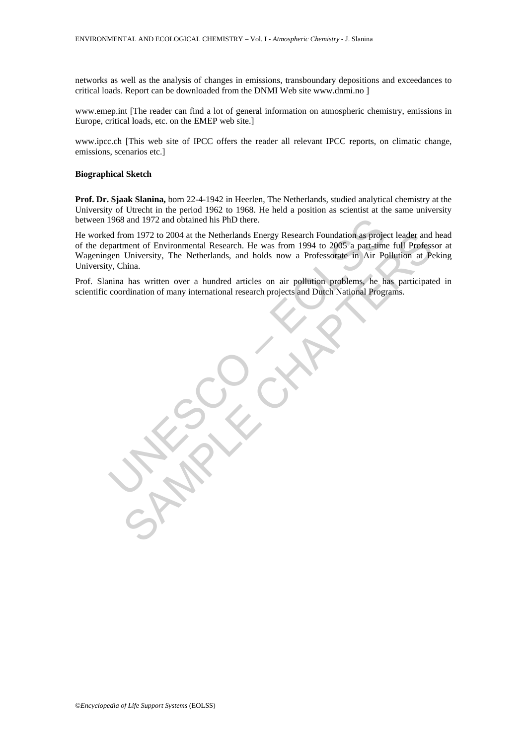networks as well as the analysis of changes in emissions, transboundary depositions and exceedances to critical loads. Report can be downloaded from the DNMI Web site www.dnmi.no ]

www.emep.int [The reader can find a lot of general information on atmospheric chemistry, emissions in Europe, critical loads, etc. on the EMEP web site.]

www.ipcc.ch [This web site of IPCC offers the reader all relevant IPCC reports, on climatic change, emissions, scenarios etc.]

**Biographical Sketch**

**Prof. Dr. Sjaak Slanina,** born 22-4-1942 in Heerlen, The Netherlands, studied analytical chemistry at the University of Utrecht in the period 1962 to 1968. He held a position as scientist at the same university between 1968 and 1972 and obtained his PhD there.

He worked from 1972 to 2004 at the Netherlands Energy Research Foundation as project leader and head of the department of Environmental Research. He was from 1994 to 2005 a part-time full Professor at Wageningen University, The Netherlands, and holds now a Professorate in Air Pollution at Peking University, China.

Prof. Slanina has written over a hundred articles on air pollution problems, he has participated in scientific coordination of many international research projects and Dutch National Programs.